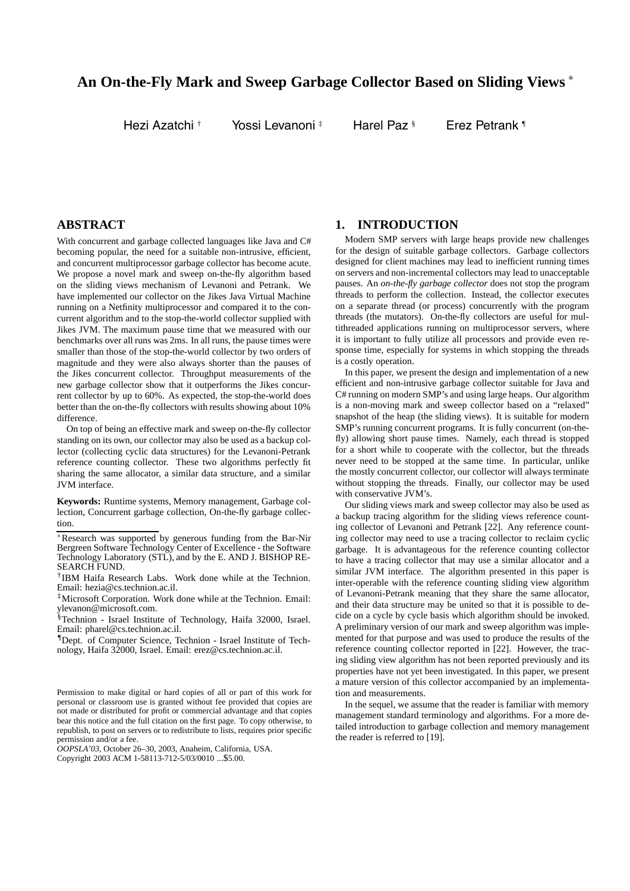# An On-the-Fly Mark and Sweep Garbage Collector Based on Sliding Views [*]

Hezi Azatchi [†] Yossi Levanoni [‡] Harel Paz [§] Erez Petrank [¶]

## ABSTRACT

With concurrent and garbage collected languages like Java and C# becoming popular, the need for a suitable non-intrusive, efficient, and concurrent multiprocessor garbage collector has become acute. We propose a novel mark and sweep on-the-fly algorithm based on the sliding views mechanism of Levanoni and Petrank. We have implemented our collector on the Jikes Java Virtual Machine running on a Netfinity multiprocessor and compared it to the concurrent algorithm and to the stop-the-world collector supplied with Jikes JVM. The maximum pause time that we measured with our benchmarks over all runs was 2ms. In all runs, the pause times were smaller than those of the stop-the-world collector by two orders of magnitude and they were also always shorter than the pauses of the Jikes concurrent collector. Throughput measurements of the new garbage collector show that it outperforms the Jikes concurrent collector by up to 60%. As expected, the stop-the-world does better than the on-the-fly collectors with results showing about 10% difference.

On top of being an effective mark and sweep on-the-fly collector standing on its own, our collector may also be used as a backup collector (collecting cyclic data structures) for the Levanoni-Petrank reference counting collector. These two algorithms perfectly fit sharing the same allocator, a similar data structure, and a similar JVM interface.

**Keywords:** Runtime systems, Memory management, Garbage collection, Concurrent garbage collection, On-the-fly garbage collection.

[*] Research was supported by generous funding from the Bar-Nir Bergreen Software Technology Center of Excellence - the Software Technology Laboratory (STL), and by the E. AND J. BISHOP RESEARCH FUND.

[†] IBM Haifa Research Labs. Work done while at the Technion. Email: hezia@cs.technion.ac.il.

[‡] Microsoft Corporation. Work done while at the Technion. Email: ylevanon@microsoft.com.

[§] Technion - Israel Institute of Technology, Haifa 32000, Israel. Email: pharel@cs.technion.ac.il.

[¶] Dept. of Computer Science, Technion - Israel Institute of Technology, Haifa 32000, Israel. Email: erez@cs.technion.ac.il.

Permission to make digital or hard copies of all or part of this work for personal or classroom use is granted without fee provided that copies are not made or distributed for profit or commercial advantage and that copies bear this notice and the full citation on the first page. To copy otherwise, to republish, to post on servers or to redistribute to lists, requires prior specific permission and/or a fee.
*OOPSLA'03*, October 26–30, 2003, Anaheim, California, USA.
Copyright 2003 ACM 1-58113-712-5/03/0010 ...$5.00.

## 1. INTRODUCTION

Modern SMP servers with large heaps provide new challenges for the design of suitable garbage collectors. Garbage collectors designed for client machines may lead to inefficient running times on servers and non-incremental collectors may lead to unacceptable pauses. An *on-the-fly garbage collector* does not stop the program threads to perform the collection. Instead, the collector executes on a separate thread (or process) concurrently with the program threads (the mutators). On-the-fly collectors are useful for multithreaded applications running on multiprocessor servers, where it is important to fully utilize all processors and provide even response time, especially for systems in which stopping the threads is a costly operation.

In this paper, we present the design and implementation of a new efficient and non-intrusive garbage collector suitable for Java and C# running on modern SMP's and using large heaps. Our algorithm is a non-moving mark and sweep collector based on a "relaxed" snapshot of the heap (the sliding views). It is suitable for modern SMP's running concurrent programs. It is fully concurrent (on-the-fly) allowing short pause times. Namely, each thread is stopped for a short while to cooperate with the collector, but the threads never need to be stopped at the same time. In particular, unlike the mostly concurrent collector, our collector will always terminate without stopping the threads. Finally, our collector may be used with conservative JVM's.

Our sliding views mark and sweep collector may also be used as a backup tracing algorithm for the sliding views reference counting collector of Levanoni and Petrank [22]. Any reference counting collector may need to use a tracing collector to reclaim cyclic garbage. It is advantageous for the reference counting collector to have a tracing collector that may use a similar allocator and a similar JVM interface. The algorithm presented in this paper is inter-operable with the reference counting sliding view algorithm of Levanoni-Petrank meaning that they share the same allocator, and their data structure may be united so that it is possible to decide on a cycle by cycle basis which algorithm should be invoked. A preliminary version of our mark and sweep algorithm was implemented for that purpose and was used to produce the results of the reference counting collector reported in [22]. However, the tracing sliding view algorithm has not been reported previously and its properties have not yet been investigated. In this paper, we present a mature version of this collector accompanied by an implementation and measurements.

In the sequel, we assume that the reader is familiar with memory management standard terminology and algorithms. For a more detailed introduction to garbage collection and memory management the reader is referred to [19].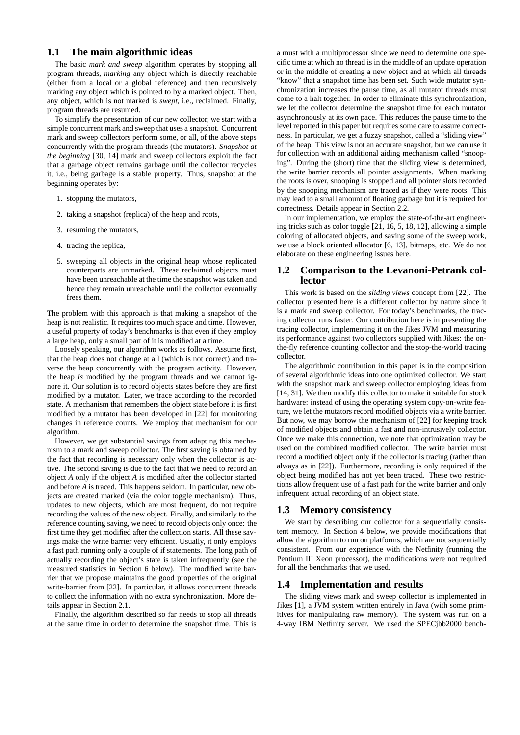## 1.1 The main algorithmic ideas

The basic *mark and sweep* algorithm operates by stopping all program threads, *marking* any object which is directly reachable (either from a local or a global reference) and then recursively marking any object which is pointed to by a marked object. Then, any object, which is not marked is *swept*, i.e., reclaimed. Finally, program threads are resumed.

To simplify the presentation of our new collector, we start with a simple concurrent mark and sweep that uses a snapshot. Concurrent mark and sweep collectors perform some, or all, of the above steps concurrently with the program threads (the mutators). *Snapshot at the beginning* [30, 14] mark and sweep collectors exploit the fact that a garbage object remains garbage until the collector recycles it, i.e., being garbage is a stable property. Thus, snapshot at the beginning operates by:

1. stopping the mutators,
2. taking a snapshot (replica) of the heap and roots,
3. resuming the mutators,
4. tracing the replica,
5. sweeping all objects in the original heap whose replicated counterparts are unmarked. These reclaimed objects must have been unreachable at the time the snapshot was taken and hence they remain unreachable until the collector eventually frees them.

The problem with this approach is that making a snapshot of the heap is not realistic. It requires too much space and time. However, a useful property of today's benchmarks is that even if they employ a large heap, only a small part of it is modified at a time.

Loosely speaking, our algorithm works as follows. Assume first, that the heap does not change at all (which is not correct) and traverse the heap concurrently with the program activity. However, the heap *is* modified by the program threads and we cannot ignore it. Our solution is to record objects states before they are first modified by a mutator. Later, we trace according to the recorded state. A mechanism that remembers the object state before it is first modified by a mutator has been developed in [22] for monitoring changes in reference counts. We employ that mechanism for our algorithm.

However, we get substantial savings from adapting this mechanism to a mark and sweep collector. The first saving is obtained by the fact that recording is necessary only when the collector is active. The second saving is due to the fact that we need to record an object *A* only if the object *A* is modified after the collector started and before *A* is traced. This happens seldom. In particular, new objects are created marked (via the color toggle mechanism). Thus, updates to new objects, which are most frequent, do not require recording the values of the new object. Finally, and similarly to the reference counting saving, we need to record objects only once: the first time they get modified after the collection starts. All these savings make the write barrier very efficient. Usually, it only employs a fast path running only a couple of if statements. The long path of actually recording the object's state is taken infrequently (see the measured statistics in Section 6 below). The modified write barrier that we propose maintains the good properties of the original write-barrier from [22]. In particular, it allows concurrent threads to collect the information with no extra synchronization. More details appear in Section 2.1.

Finally, the algorithm described so far needs to stop all threads at the same time in order to determine the snapshot time. This is a must with a multiprocessor since we need to determine one specific time at which no thread is in the middle of an update operation or in the middle of creating a new object and at which all threads "know" that a snapshot time has been set. Such wide mutator synchronization increases the pause time, as all mutator threads must come to a halt together. In order to eliminate this synchronization, we let the collector determine the snapshot time for each mutator asynchronously at its own pace. This reduces the pause time to the level reported in this paper but requires some care to assure correctness. In particular, we get a fuzzy snapshot, called a "sliding view" of the heap. This view is not an accurate snapshot, but we can use it for collection with an additional aiding mechanism called "snooping". During the (short) time that the sliding view is determined, the write barrier records all pointer assignments. When marking the roots is over, snooping is stopped and all pointer slots recorded by the snooping mechanism are traced as if they were roots. This may lead to a small amount of floating garbage but it is required for correctness. Details appear in Section 2.2.

In our implementation, we employ the state-of-the-art engineering tricks such as color toggle [21, 16, 5, 18, 12], allowing a simple coloring of allocated objects, and saving some of the sweep work, we use a block oriented allocator [6, 13], bitmaps, etc. We do not elaborate on these engineering issues here.

## 1.2 Comparison to the Levanoni-Petrank collector

This work is based on the *sliding views* concept from [22]. The collector presented here is a different collector by nature since it is a mark and sweep collector. For today's benchmarks, the tracing collector runs faster. Our contribution here is in presenting the tracing collector, implementing it on the Jikes JVM and measuring its performance against two collectors supplied with Jikes: the on-the-fly reference counting collector and the stop-the-world tracing collector.

The algorithmic contribution in this paper is in the composition of several algorithmic ideas into one optimized collector. We start with the snapshot mark and sweep collector employing ideas from [14, 31]. We then modify this collector to make it suitable for stock hardware: instead of using the operating system copy-on-write feature, we let the mutators record modified objects via a write barrier. But now, we may borrow the mechanism of [22] for keeping track of modified objects and obtain a fast and non-intrusively collector. Once we make this connection, we note that optimization may be used on the combined modified collector. The write barrier must record a modified object only if the collector is tracing (rather than always as in [22]). Furthermore, recording is only required if the object being modified has not yet been traced. These two restrictions allow frequent use of a fast path for the write barrier and only infrequent actual recording of an object state.

## 1.3 Memory consistency

We start by describing our collector for a sequentially consistent memory. In Section 4 below, we provide modifications that allow the algorithm to run on platforms, which are not sequentially consistent. From our experience with the Netfinity (running the Pentium III Xeon processor), the modifications were not required for all the benchmarks that we used.

## 1.4 Implementation and results

The sliding views mark and sweep collector is implemented in Jikes [1], a JVM system written entirely in Java (with some primitives for manipulating raw memory). The system was run on a 4-way IBM Netfinity server. We used the SPECjbb2000 bench-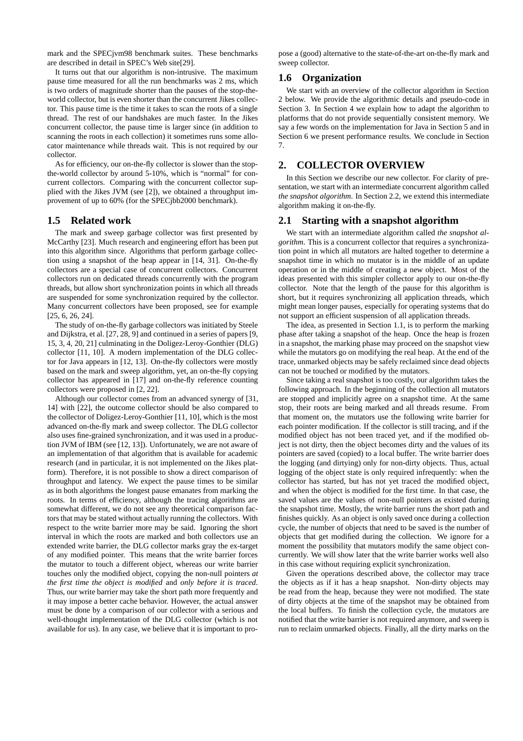mark and the SPECjvm98 benchmark suites. These benchmarks are described in detail in SPEC's Web site[29].

It turns out that our algorithm is non-intrusive. The maximum pause time measured for all the run benchmarks was 2 ms, which is two orders of magnitude shorter than the pauses of the stop-the-world collector, but is even shorter than the concurrent Jikes collector. This pause time is the time it takes to scan the roots of a single thread. The rest of our handshakes are much faster. In the Jikes concurrent collector, the pause time is larger since (in addition to scanning the roots in each collection) it sometimes runs some allocator maintenance while threads wait. This is not required by our collector.

As for efficiency, our on-the-fly collector is slower than the stop-the-world collector by around 5-10%, which is "normal" for concurrent collectors. Comparing with the concurrent collector supplied with the Jikes JVM (see [2]), we obtained a throughput improvement of up to 60% (for the SPECjbb2000 benchmark).

### 1.5 Related work

The mark and sweep garbage collector was first presented by McCarthy [23]. Much research and engineering effort has been put into this algorithm since. Algorithms that perform garbage collection using a snapshot of the heap appear in [14, 31]. On-the-fly collectors are a special case of concurrent collectors. Concurrent collectors run on dedicated threads concurrently with the program threads, but allow short synchronization points in which all threads are suspended for some synchronization required by the collector. Many concurrent collectors have been proposed, see for example [25, 6, 26, 24].

The study of on-the-fly garbage collectors was initiated by Steele and Dijkstra, et al. [27, 28, 9] and continued in a series of papers [9, 15, 3, 4, 20, 21] culminating in the Doligez-Leroy-Gonthier (DLG) collector [11, 10]. A modern implementation of the DLG collector for Java appears in [12, 13]. On-the-fly collectors were mostly based on the mark and sweep algorithm, yet, an on-the-fly copying collector has appeared in [17] and on-the-fly reference counting collectors were proposed in [2, 22].

Although our collector comes from an advanced synergy of [31, 14] with [22], the outcome collector should be also compared to the collector of Doligez-Leroy-Gonthier [11, 10], which is the most advanced on-the-fly mark and sweep collector. The DLG collector also uses fine-grained synchronization, and it was used in a production JVM of IBM (see [12, 13]). Unfortunately, we are not aware of an implementation of that algorithm that is available for academic research (and in particular, it is not implemented on the Jikes platform). Therefore, it is not possible to show a direct comparison of throughput and latency. We expect the pause times to be similar as in both algorithms the longest pause emanates from marking the roots. In terms of efficiency, although the tracing algorithms are somewhat different, we do not see any theoretical comparison factors that may be stated without actually running the collectors. With respect to the write barrier more may be said. Ignoring the short interval in which the roots are marked and both collectors use an extended write barrier, the DLG collector marks gray the ex-target of any modified pointer. This means that the write barrier forces the mutator to touch a different object, whereas our write barrier touches only the modified object, copying the non-null pointers *at the first time the object is modified* and *only before it is traced*. Thus, our write barrier may take the short path more frequently and it may impose a better cache behavior. However, the actual answer must be done by a comparison of our collector with a serious and well-thought implementation of the DLG collector (which is not available for us). In any case, we believe that it is important to propose a (good) alternative to the state-of-the-art on-the-fly mark and sweep collector.

### 1.6 Organization

We start with an overview of the collector algorithm in Section 2 below. We provide the algorithmic details and pseudo-code in Section 3. In Section 4 we explain how to adapt the algorithm to platforms that do not provide sequentially consistent memory. We say a few words on the implementation for Java in Section 5 and in Section 6 we present performance results. We conclude in Section 7.

## 2. COLLECTOR OVERVIEW

In this Section we describe our new collector. For clarity of presentation, we start with an intermediate concurrent algorithm called *the snapshot algorithm*. In Section 2.2, we extend this intermediate algorithm making it on-the-fly.

### 2.1 Starting with a snapshot algorithm

We start with an intermediate algorithm called *the snapshot algorithm*. This is a concurrent collector that requires a synchronization point in which all mutators are halted together to determine a snapshot time in which no mutator is in the middle of an update operation or in the middle of creating a new object. Most of the ideas presented with this simpler collector apply to our on-the-fly collector. Note that the length of the pause for this algorithm is short, but it requires synchronizing all application threads, which might mean longer pauses, especially for operating systems that do not support an efficient suspension of all application threads.

The idea, as presented in Section 1.1, is to perform the marking phase after taking a snapshot of the heap. Once the heap is frozen in a snapshot, the marking phase may proceed on the snapshot view while the mutators go on modifying the real heap. At the end of the trace, unmarked objects may be safely reclaimed since dead objects can not be touched or modified by the mutators.

Since taking a real snapshot is too costly, our algorithm takes the following approach. In the beginning of the collection all mutators are stopped and implicitly agree on a snapshot time. At the same stop, their roots are being marked and all threads resume. From that moment on, the mutators use the following write barrier for each pointer modification. If the collector is still tracing, and if the modified object has not been traced yet, and if the modified object is not dirty, then the object becomes dirty and the values of its pointers are saved (copied) to a local buffer. The write barrier does the logging (and dirtying) only for non-dirty objects. Thus, actual logging of the object state is only required infrequently: when the collector has started, but has not yet traced the modified object, and when the object is modified for the first time. In that case, the saved values are the values of non-null pointers as existed during the snapshot time. Mostly, the write barrier runs the short path and finishes quickly. As an object is only saved once during a collection cycle, the number of objects that need to be saved is the number of objects that get modified during the collection. We ignore for a moment the possibility that mutators modify the same object concurrently. We will show later that the write barrier works well also in this case without requiring explicit synchronization.

Given the operations described above, the collector may trace the objects as if it has a heap snapshot. Non-dirty objects may be read from the heap, because they were not modified. The state of dirty objects at the time of the snapshot may be obtained from the local buffers. To finish the collection cycle, the mutators are notified that the write barrier is not required anymore, and sweep is run to reclaim unmarked objects. Finally, all the dirty marks on the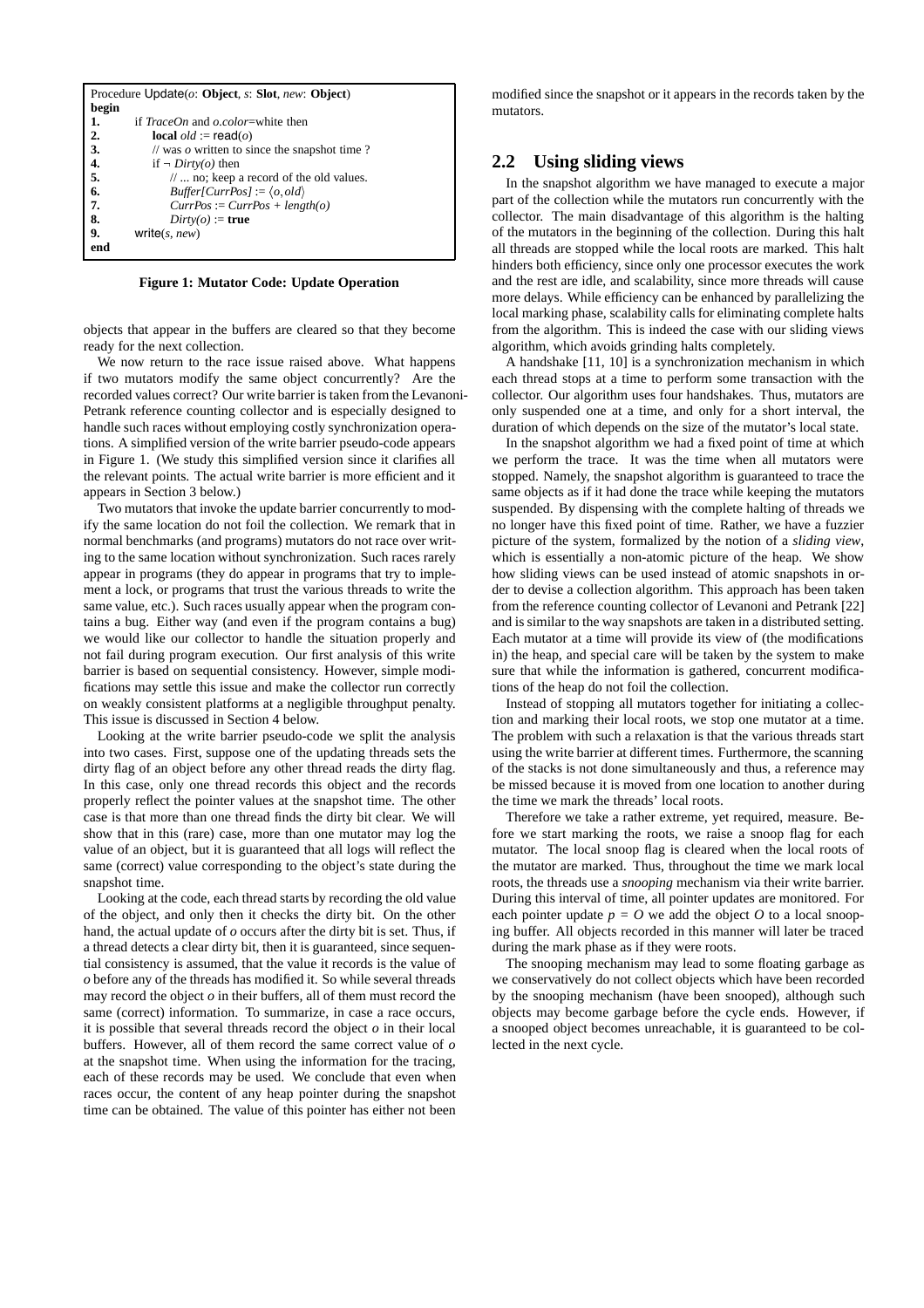```
Procedure Update(o: Object, s: Slot, new: Object)
begin
1.      if TraceOn and o.color=white then
2.          local old := read(o)
3.          // was o written to since the snapshot time ?
4.          if ¬ Dirty(o) then
5.              // ... no; keep a record of the old values.
6.              Buffer[CurrPos] := ⟨o,old⟩
7.              CurrPos := CurrPos + length(o)
8.              Dirty(o) := true
9.      write(s, new)
end
```

**Figure 1: Mutator Code: Update Operation**

objects that appear in the buffers are cleared so that they become ready for the next collection.

We now return to the race issue raised above. What happens if two mutators modify the same object concurrently? Are the recorded values correct? Our write barrier is taken from the Levanoni-Petrank reference counting collector and is especially designed to handle such races without employing costly synchronization operations. A simplified version of the write barrier pseudo-code appears in Figure 1. (We study this simplified version since it clarifies all the relevant points. The actual write barrier is more efficient and it appears in Section 3 below.)

Two mutators that invoke the update barrier concurrently to modify the same location do not foil the collection. We remark that in normal benchmarks (and programs) mutators do not race over writing to the same location without synchronization. Such races rarely appear in programs (they do appear in programs that try to implement a lock, or programs that trust the various threads to write the same value, etc.). Such races usually appear when the program contains a bug. Either way (and even if the program contains a bug) we would like our collector to handle the situation properly and not fail during program execution. Our first analysis of this write barrier is based on sequential consistency. However, simple modifications may settle this issue and make the collector run correctly on weakly consistent platforms at a negligible throughput penalty. This issue is discussed in Section 4 below.

Looking at the write barrier pseudo-code we split the analysis into two cases. First, suppose one of the updating threads sets the dirty flag of an object before any other thread reads the dirty flag. In this case, only one thread records this object and the records properly reflect the pointer values at the snapshot time. The other case is that more than one thread finds the dirty bit clear. We will show that in this (rare) case, more than one mutator may log the value of an object, but it is guaranteed that all logs will reflect the same (correct) value corresponding to the object's state during the snapshot time.

Looking at the code, each thread starts by recording the old value of the object, and only then it checks the dirty bit. On the other hand, the actual update of *o* occurs after the dirty bit is set. Thus, if a thread detects a clear dirty bit, then it is guaranteed, since sequential consistency is assumed, that the value it records is the value of *o* before any of the threads has modified it. So while several threads may record the object *o* in their buffers, all of them must record the same (correct) information. To summarize, in case a race occurs, it is possible that several threads record the object *o* in their local buffers. However, all of them record the same correct value of *o* at the snapshot time. When using the information for the tracing, each of these records may be used. We conclude that even when races occur, the content of any heap pointer during the snapshot time can be obtained. The value of this pointer has either not been modified since the snapshot or it appears in the records taken by the mutators.

## 2.2 Using sliding views

In the snapshot algorithm we have managed to execute a major part of the collection while the mutators run concurrently with the collector. The main disadvantage of this algorithm is the halting of the mutators in the beginning of the collection. During this halt all threads are stopped while the local roots are marked. This halt hinders both efficiency, since only one processor executes the work and the rest are idle, and scalability, since more threads will cause more delays. While efficiency can be enhanced by parallelizing the local marking phase, scalability calls for eliminating complete halts from the algorithm. This is indeed the case with our sliding views algorithm, which avoids grinding halts completely.

A handshake [11, 10] is a synchronization mechanism in which each thread stops at a time to perform some transaction with the collector. Our algorithm uses four handshakes. Thus, mutators are only suspended one at a time, and only for a short interval, the duration of which depends on the size of the mutator's local state.

In the snapshot algorithm we had a fixed point of time at which we perform the trace. It was the time when all mutators were stopped. Namely, the snapshot algorithm is guaranteed to trace the same objects as if it had done the trace while keeping the mutators suspended. By dispensing with the complete halting of threads we no longer have this fixed point of time. Rather, we have a fuzzier picture of the system, formalized by the notion of a *sliding view*, which is essentially a non-atomic picture of the heap. We show how sliding views can be used instead of atomic snapshots in order to devise a collection algorithm. This approach has been taken from the reference counting collector of Levanoni and Petrank [22] and is similar to the way snapshots are taken in a distributed setting. Each mutator at a time will provide its view of (the modifications in) the heap, and special care will be taken by the system to make sure that while the information is gathered, concurrent modifications of the heap do not foil the collection.

Instead of stopping all mutators together for initiating a collection and marking their local roots, we stop one mutator at a time. The problem with such a relaxation is that the various threads start using the write barrier at different times. Furthermore, the scanning of the stacks is not done simultaneously and thus, a reference may be missed because it is moved from one location to another during the time we mark the threads' local roots.

Therefore we take a rather extreme, yet required, measure. Before we start marking the roots, we raise a snoop flag for each mutator. The local snoop flag is cleared when the local roots of the mutator are marked. Thus, throughout the time we mark local roots, the threads use a *snooping* mechanism via their write barrier. During this interval of time, all pointer updates are monitored. For each pointer update $p = O$ we add the object $O$ to a local snooping buffer. All objects recorded in this manner will later be traced during the mark phase as if they were roots.

The snooping mechanism may lead to some floating garbage as we conservatively do not collect objects which have been recorded by the snooping mechanism (have been snooped), although such objects may become garbage before the cycle ends. However, if a snooped object becomes unreachable, it is guaranteed to be collected in the next cycle.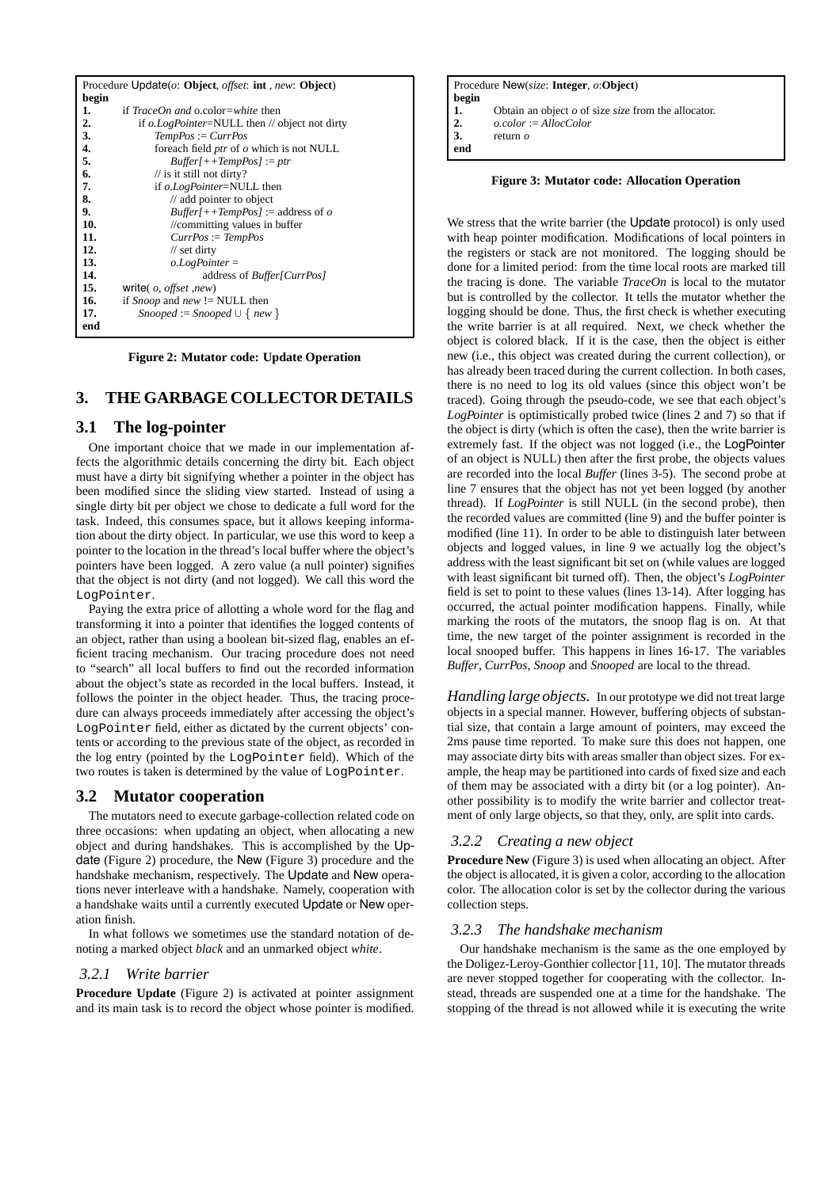```
Procedure Update(o: Object, offset: int , new: Object)
begin
1.   if TraceOn and o.color=white then
2.     if o.LogPointer=NULL then // object not dirty
3.       TempPos := CurrPos
4.       foreach field ptr of o which is not NULL
5.         Buffer[++TempPos] := ptr
6.       // is it still not dirty?
7.       if o.LogPointer=NULL then
8.         // add pointer to object
9.         Buffer[++TempPos] := address of o
10.        //committing values in buffer
11.        CurrPos := TempPos
12.        // set dirty
13.        o.LogPointer =
14.              address of Buffer[CurrPos]
15.  write( o, offset ,new)
16.  if Snoop and new != NULL then
17.    Snooped := Snooped ∪ { new }
end
```

**Figure 2: Mutator code: Update Operation**

# 3. THE GARBAGE COLLECTOR DETAILS

## 3.1 The log-pointer

One important choice that we made in our implementation affects the algorithmic details concerning the dirty bit. Each object must have a dirty bit signifying whether a pointer in the object has been modified since the sliding view started. Instead of using a single dirty bit per object we chose to dedicate a full word for the task. Indeed, this consumes space, but it allows keeping information about the dirty object. In particular, we use this word to keep a pointer to the location in the thread's local buffer where the object's pointers have been logged. A zero value (a null pointer) signifies that the object is not dirty (and not logged). We call this word the LogPointer.

Paying the extra price of allotting a whole word for the flag and transforming it into a pointer that identifies the logged contents of an object, rather than using a boolean bit-sized flag, enables an efficient tracing mechanism. Our tracing procedure does not need to "search" all local buffers to find out the recorded information about the object's state as recorded in the local buffers. Instead, it follows the pointer in the object header. Thus, the tracing procedure can always proceeds immediately after accessing the object's LogPointer field, either as dictated by the current objects' contents or according to the previous state of the object, as recorded in the log entry (pointed by the LogPointer field). Which of the two routes is taken is determined by the value of LogPointer.

## 3.2 Mutator cooperation

The mutators need to execute garbage-collection related code on three occasions: when updating an object, when allocating a new object and during handshakes. This is accomplished by the Update (Figure 2) procedure, the New (Figure 3) procedure and the handshake mechanism, respectively. The Update and New operations never interleave with a handshake. Namely, cooperation with a handshake waits until a currently executed Update or New operation finish.

In what follows we sometimes use the standard notation of denoting a marked object *black* and an unmarked object *white*.

### 3.2.1 Write barrier

**Procedure Update** (Figure 2) is activated at pointer assignment and its main task is to record the object whose pointer is modified.

```
Procedure New(size: Integer, o:Object)
begin
1.   Obtain an object o of size size from the allocator.
2.   o.color := AllocColor
3.   return o
end
```

**Figure 3: Mutator code: Allocation Operation**

We stress that the write barrier (the Update protocol) is only used with heap pointer modification. Modifications of local pointers in the registers or stack are not monitored. The logging should be done for a limited period: from the time local roots are marked till the tracing is done. The variable *TraceOn* is local to the mutator but is controlled by the collector. It tells the mutator whether the logging should be done. Thus, the first check is whether executing the write barrier is at all required. Next, we check whether the object is colored black. If it is the case, then the object is either new (i.e., this object was created during the current collection), or has already been traced during the current collection. In both cases, there is no need to log its old values (since this object won't be traced). Going through the pseudo-code, we see that each object's *LogPointer* is optimistically probed twice (lines 2 and 7) so that if the object is dirty (which is often the case), then the write barrier is extremely fast. If the object was not logged (i.e., the LogPointer of an object is NULL) then after the first probe, the objects values are recorded into the local *Buffer* (lines 3-5). The second probe at line 7 ensures that the object has not yet been logged (by another thread). If *LogPointer* is still NULL (in the second probe), then the recorded values are committed (line 9) and the buffer pointer is modified (line 11). In order to be able to distinguish later between objects and logged values, in line 9 we actually log the object's address with the least significant bit set on (while values are logged with least significant bit turned off). Then, the object's *LogPointer* field is set to point to these values (lines 13-14). After logging has occurred, the actual pointer modification happens. Finally, while marking the roots of the mutators, the snoop flag is on. At that time, the new target of the pointer assignment is recorded in the local snooped buffer. This happens in lines 16-17. The variables *Buffer*, *CurrPos*, *Snoop* and *Snooped* are local to the thread.

*Handling large objects.* In our prototype we did not treat large objects in a special manner. However, buffering objects of substantial size, that contain a large amount of pointers, may exceed the 2ms pause time reported. To make sure this does not happen, one may associate dirty bits with areas smaller than object sizes. For example, the heap may be partitioned into cards of fixed size and each of them may be associated with a dirty bit (or a log pointer). Another possibility is to modify the write barrier and collector treatment of only large objects, so that they, only, are split into cards.

### 3.2.2 Creating a new object

**Procedure New** (Figure 3) is used when allocating an object. After the object is allocated, it is given a color, according to the allocation color. The allocation color is set by the collector during the various collection steps.

### 3.2.3 The handshake mechanism

Our handshake mechanism is the same as the one employed by the Doligez-Leroy-Gonthier collector [11, 10]. The mutator threads are never stopped together for cooperating with the collector. Instead, threads are suspended one at a time for the handshake. The stopping of the thread is not allowed while it is executing the write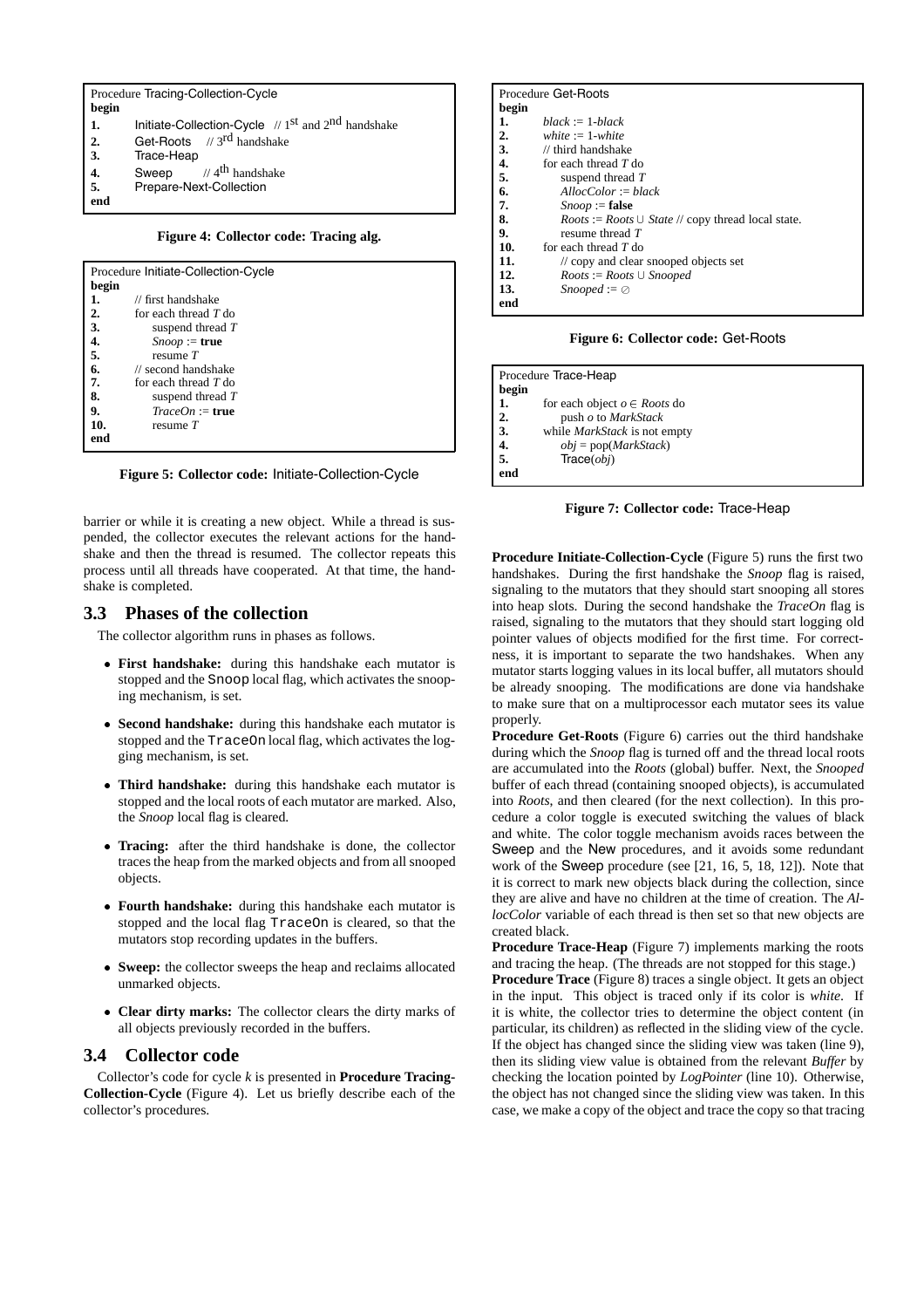```
Procedure Tracing-Collection-Cycle
begin
1.    Initiate-Collection-Cycle  // 1st and 2nd handshake
2.    Get-Roots   // 3rd handshake
3.    Trace-Heap
4.    Sweep     // 4th handshake
5.    Prepare-Next-Collection
end
```

**Figure 4: Collector code: Tracing alg.**

```
Procedure Initiate-Collection-Cycle
begin
1.    // first handshake
2.    for each thread T do
3.        suspend thread T
4.        Snoop := true
5.        resume T
6.    // second handshake
7.    for each thread T do
8.        suspend thread T
9.        TraceOn := true
10.       resume T
end
```

**Figure 5: Collector code:** Initiate-Collection-Cycle

barrier or while it is creating a new object. While a thread is suspended, the collector executes the relevant actions for the handshake and then the thread is resumed. The collector repeats this process until all threads have cooperated. At that time, the handshake is completed.

## 3.3 Phases of the collection

The collector algorithm runs in phases as follows.

- **First handshake:** during this handshake each mutator is stopped and the Snoop local flag, which activates the snooping mechanism, is set.
- **Second handshake:** during this handshake each mutator is stopped and the TraceOn local flag, which activates the logging mechanism, is set.
- **Third handshake:** during this handshake each mutator is stopped and the local roots of each mutator are marked. Also, the *Snoop* local flag is cleared.
- **Tracing:** after the third handshake is done, the collector traces the heap from the marked objects and from all snooped objects.
- **Fourth handshake:** during this handshake each mutator is stopped and the local flag TraceOn is cleared, so that the mutators stop recording updates in the buffers.
- **Sweep:** the collector sweeps the heap and reclaims allocated unmarked objects.
- **Clear dirty marks:** The collector clears the dirty marks of all objects previously recorded in the buffers.

## 3.4 Collector code

Collector's code for cycle *k* is presented in **Procedure Tracing-Collection-Cycle** (Figure 4). Let us briefly describe each of the collector's procedures.

```
Procedure Get-Roots
begin
1.    black := 1-black
2.    white := 1-white
3.    // third handshake
4.    for each thread T do
5.        suspend thread T
6.        AllocColor := black
7.        Snoop := false
8.        Roots := Roots ∪ State // copy thread local state.
9.        resume thread T
10.   for each thread T do
11.       // copy and clear snooped objects set
12.       Roots := Roots ∪ Snooped
13.       Snooped := ∅
end
```

**Figure 6: Collector code:** Get-Roots

```
Procedure Trace-Heap
begin
1.    for each object o ∈ Roots do
2.        push o to MarkStack
3.    while MarkStack is not empty
4.        obj = pop(MarkStack)
5.        Trace(obj)
end
```

**Figure 7: Collector code:** Trace-Heap

**Procedure Initiate-Collection-Cycle** (Figure 5) runs the first two handshakes. During the first handshake the *Snoop* flag is raised, signaling to the mutators that they should start snooping all stores into heap slots. During the second handshake the *TraceOn* flag is raised, signaling to the mutators that they should start logging old pointer values of objects modified for the first time. For correctness, it is important to separate the two handshakes. When any mutator starts logging values in its local buffer, all mutators should be already snooping. The modifications are done via handshake to make sure that on a multiprocessor each mutator sees its value properly.

**Procedure Get-Roots** (Figure 6) carries out the third handshake during which the *Snoop* flag is turned off and the thread local roots are accumulated into the *Roots* (global) buffer. Next, the *Snooped* buffer of each thread (containing snooped objects), is accumulated into *Roots*, and then cleared (for the next collection). In this procedure a color toggle is executed switching the values of black and white. The color toggle mechanism avoids races between the Sweep and the New procedures, and it avoids some redundant work of the Sweep procedure (see [21, 16, 5, 18, 12]). Note that it is correct to mark new objects black during the collection, since they are alive and have no children at the time of creation. The *AllocColor* variable of each thread is then set so that new objects are created black.

**Procedure Trace-Heap** (Figure 7) implements marking the roots and tracing the heap. (The threads are not stopped for this stage.)

**Procedure Trace** (Figure 8) traces a single object. It gets an object in the input. This object is traced only if its color is *white*. If it is white, the collector tries to determine the object content (in particular, its children) as reflected in the sliding view of the cycle. If the object has changed since the sliding view was taken (line 9), then its sliding view value is obtained from the relevant *Buffer* by checking the location pointed by *LogPointer* (line 10). Otherwise, the object has not changed since the sliding view was taken. In this case, we make a copy of the object and trace the copy so that tracing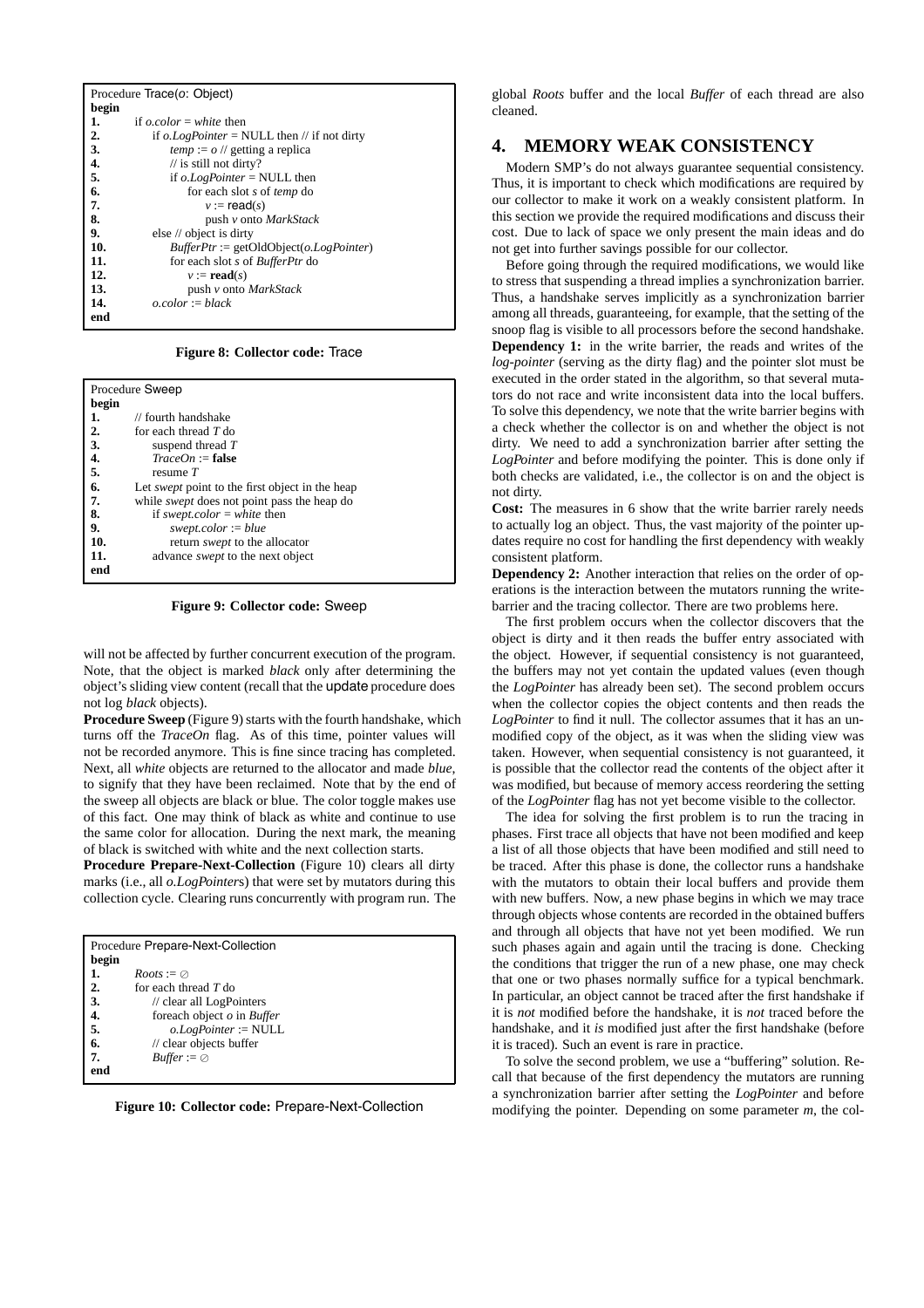```
Procedure Trace(o: Object)
begin
1.    if o.color = white then
2.        if o.LogPointer = NULL then // if not dirty
3.            temp := o // getting a replica
4.            // is still not dirty?
5.            if o.LogPointer = NULL then
6.                for each slot s of temp do
7.                    v := read(s)
8.                    push v onto MarkStack
9.        else // object is dirty
10.           BufferPtr := getOldObject(o.LogPointer)
11.           for each slot s of BufferPtr do
12.               v := read(s)
13.               push v onto MarkStack
14.       o.color := black
end
```

**Figure 8: Collector code:** Trace

```
Procedure Sweep
begin
1.    // fourth handshake
2.    for each thread T do
3.        suspend thread T
4.        TraceOn := false
5.        resume T
6.    Let swept point to the first object in the heap
7.    while swept does not point pass the heap do
8.        if swept.color = white then
9.            swept.color := blue
10.           return swept to the allocator
11.       advance swept to the next object
end
```

**Figure 9: Collector code:** Sweep

will not be affected by further concurrent execution of the program. Note, that the object is marked *black* only after determining the object's sliding view content (recall that the update procedure does not log *black* objects).

**Procedure Sweep** (Figure 9) starts with the fourth handshake, which turns off the *TraceOn* flag. As of this time, pointer values will not be recorded anymore. This is fine since tracing has completed. Next, all *white* objects are returned to the allocator and made *blue*, to signify that they have been reclaimed. Note that by the end of the sweep all objects are black or blue. The color toggle makes use of this fact. One may think of black as white and continue to use the same color for allocation. During the next mark, the meaning of black is switched with white and the next collection starts.

**Procedure Prepare-Next-Collection** (Figure 10) clears all dirty marks (i.e., all *o.LogPointer*s) that were set by mutators during this collection cycle. Clearing runs concurrently with program run. The

```
Procedure Prepare-Next-Collection
begin
1.    Roots := ∅
2.    for each thread T do
3.        // clear all LogPointers
4.        foreach object o in Buffer
5.            o.LogPointer := NULL
6.        // clear objects buffer
7.        Buffer := ∅
end
```

**Figure 10: Collector code:** Prepare-Next-Collection

global *Roots* buffer and the local *Buffer* of each thread are also cleaned.

# 4. MEMORY WEAK CONSISTENCY

Modern SMP's do not always guarantee sequential consistency. Thus, it is important to check which modifications are required by our collector to make it work on a weakly consistent platform. In this section we provide the required modifications and discuss their cost. Due to lack of space we only present the main ideas and do not get into further savings possible for our collector.

Before going through the required modifications, we would like to stress that suspending a thread implies a synchronization barrier. Thus, a handshake serves implicitly as a synchronization barrier among all threads, guaranteeing, for example, that the setting of the snoop flag is visible to all processors before the second handshake.

**Dependency 1:** in the write barrier, the reads and writes of the *log-pointer* (serving as the dirty flag) and the pointer slot must be executed in the order stated in the algorithm, so that several mutators do not race and write inconsistent data into the local buffers. To solve this dependency, we note that the write barrier begins with a check whether the collector is on and whether the object is not dirty. We need to add a synchronization barrier after setting the *LogPointer* and before modifying the pointer. This is done only if both checks are validated, i.e., the collector is on and the object is not dirty.

**Cost:** The measures in 6 show that the write barrier rarely needs to actually log an object. Thus, the vast majority of the pointer updates require no cost for handling the first dependency with weakly consistent platform.

**Dependency 2:** Another interaction that relies on the order of operations is the interaction between the mutators running the write-barrier and the tracing collector. There are two problems here.

The first problem occurs when the collector discovers that the object is dirty and it then reads the buffer entry associated with the object. However, if sequential consistency is not guaranteed, the buffers may not yet contain the updated values (even though the *LogPointer* has already been set). The second problem occurs when the collector copies the object contents and then reads the *LogPointer* to find it null. The collector assumes that it has an unmodified copy of the object, as it was when the sliding view was taken. However, when sequential consistency is not guaranteed, it is possible that the collector read the contents of the object after it was modified, but because of memory access reordering the setting of the *LogPointer* flag has not yet become visible to the collector.

The idea for solving the first problem is to run the tracing in phases. First trace all objects that have not been modified and keep a list of all those objects that have been modified and still need to be traced. After this phase is done, the collector runs a handshake with the mutators to obtain their local buffers and provide them with new buffers. Now, a new phase begins in which we may trace through objects whose contents are recorded in the obtained buffers and through all objects that have not yet been modified. We run such phases again and again until the tracing is done. Checking the conditions that trigger the run of a new phase, one may check that one or two phases normally suffice for a typical benchmark. In particular, an object cannot be traced after the first handshake if it is *not* modified before the handshake, it is *not* traced before the handshake, and it *is* modified just after the first handshake (before it is traced). Such an event is rare in practice.

To solve the second problem, we use a "buffering" solution. Recall that because of the first dependency the mutators are running a synchronization barrier after setting the *LogPointer* and before modifying the pointer. Depending on some parameter *m*, the col-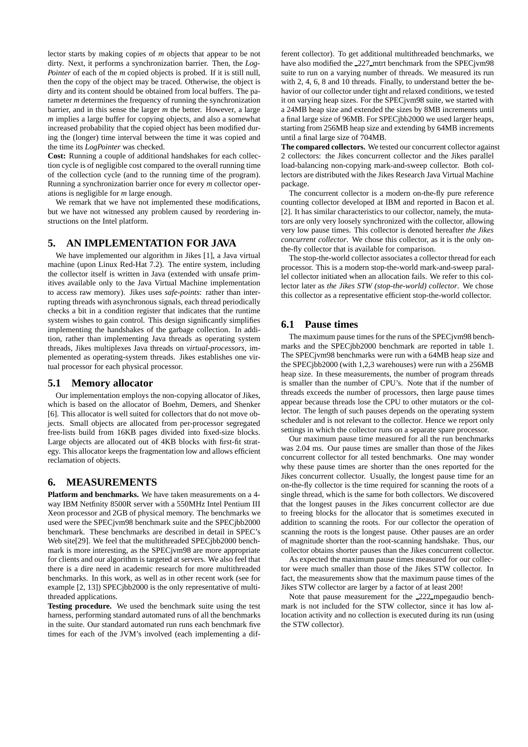lector starts by making copies of *m* objects that appear to be not dirty. Next, it performs a synchronization barrier. Then, the *LogPointer* of each of the *m* copied objects is probed. If it is still null, then the copy of the object may be traced. Otherwise, the object is dirty and its content should be obtained from local buffers. The parameter *m* determines the frequency of running the synchronization barrier, and in this sense the larger *m* the better. However, a large *m* implies a large buffer for copying objects, and also a somewhat increased probability that the copied object has been modified during the (longer) time interval between the time it was copied and the time its *LogPointer* was checked.

**Cost:** Running a couple of additional handshakes for each collection cycle is of negligible cost compared to the overall running time of the collection cycle (and to the running time of the program). Running a synchronization barrier once for every *m* collector operations is negligible for *m* large enough.

We remark that we have not implemented these modifications, but we have not witnessed any problem caused by reordering instructions on the Intel platform.

## 5. AN IMPLEMENTATION FOR JAVA

We have implemented our algorithm in Jikes [1], a Java virtual machine (upon Linux Red-Hat 7.2). The entire system, including the collector itself is written in Java (extended with unsafe primitives available only to the Java Virtual Machine implementation to access raw memory). Jikes uses *safe-points*: rather than interrupting threads with asynchronous signals, each thread periodically checks a bit in a condition register that indicates that the runtime system wishes to gain control. This design significantly simplifies implementing the handshakes of the garbage collection. In addition, rather than implementing Java threads as operating system threads, Jikes multiplexes Java threads on *virtual-processors*, implemented as operating-system threads. Jikes establishes one virtual processor for each physical processor.

### 5.1 Memory allocator

Our implementation employs the non-copying allocator of Jikes, which is based on the allocator of Boehm, Demers, and Shenker [6]. This allocator is well suited for collectors that do not move objects. Small objects are allocated from per-processor segregated free-lists build from 16KB pages divided into fixed-size blocks. Large objects are allocated out of 4KB blocks with first-fit strategy. This allocator keeps the fragmentation low and allows efficient reclamation of objects.

## 6. MEASUREMENTS

**Platform and benchmarks.** We have taken measurements on a 4-way IBM Netfinity 8500R server with a 550MHz Intel Pentium III Xeon processor and 2GB of physical memory. The benchmarks we used were the SPECjvm98 benchmark suite and the SPECjbb2000 benchmark. These benchmarks are described in detail in SPEC's Web site[29]. We feel that the multithreaded SPECjbb2000 benchmark is more interesting, as the SPECjvm98 are more appropriate for clients and our algorithm is targeted at servers. We also feel that there is a dire need in academic research for more multithreaded benchmarks. In this work, as well as in other recent work (see for example [2, 13]) SPECjbb2000 is the only representative of multithreaded applications.

**Testing procedure.** We used the benchmark suite using the test harness, performing standard automated runs of all the benchmarks in the suite. Our standard automated run runs each benchmark five times for each of the JVM's involved (each implementing a different collector). To get additional multithreaded benchmarks, we have also modified the _227_mtrt benchmark from the SPECjvm98 suite to run on a varying number of threads. We measured its run with 2, 4, 6, 8 and 10 threads. Finally, to understand better the behavior of our collector under tight and relaxed conditions, we tested it on varying heap sizes. For the SPECjvm98 suite, we started with a 24MB heap size and extended the sizes by 8MB increments until a final large size of 96MB. For SPECjbb2000 we used larger heaps, starting from 256MB heap size and extending by 64MB increments until a final large size of 704MB.

**The compared collectors.** We tested our concurrent collector against 2 collectors: the Jikes concurrent collector and the Jikes parallel load-balancing non-copying mark-and-sweep collector. Both collectors are distributed with the Jikes Research Java Virtual Machine package.

The concurrent collector is a modern on-the-fly pure reference counting collector developed at IBM and reported in Bacon et al. [2]. It has similar characteristics to our collector, namely, the mutators are only very loosely synchronized with the collector, allowing very low pause times. This collector is denoted hereafter *the Jikes concurrent collector*. We chose this collector, as it is the only on-the-fly collector that is available for comparison.

The stop-the-world collector associates a collector thread for each processor. This is a modern stop-the-world mark-and-sweep parallel collector initiated when an allocation fails. We refer to this collector later as *the Jikes STW (stop-the-world) collector*. We chose this collector as a representative efficient stop-the-world collector.

### 6.1 Pause times

The maximum pause times for the runs of the SPECjvm98 benchmarks and the SPECjbb2000 benchmark are reported in table 1. The SPECjvm98 benchmarks were run with a 64MB heap size and the SPECjbb2000 (with 1,2,3 warehouses) were run with a 256MB heap size. In these measurements, the number of program threads is smaller than the number of CPU's. Note that if the number of threads exceeds the number of processors, then large pause times appear because threads lose the CPU to other mutators or the collector. The length of such pauses depends on the operating system scheduler and is not relevant to the collector. Hence we report only settings in which the collector runs on a separate spare processor.

Our maximum pause time measured for all the run benchmarks was 2.04 ms. Our pause times are smaller than those of the Jikes concurrent collector for all tested benchmarks. One may wonder why these pause times are shorter than the ones reported for the Jikes concurrent collector. Usually, the longest pause time for an on-the-fly collector is the time required for scanning the roots of a single thread, which is the same for both collectors. We discovered that the longest pauses in the Jikes concurrent collector are due to freeing blocks for the allocator that is sometimes executed in addition to scanning the roots. For our collector the operation of scanning the roots is the longest pause. Other pauses are an order of magnitude shorter than the root-scanning handshake. Thus, our collector obtains shorter pauses than the Jikes concurrent collector.

As expected the maximum pause times measured for our collector were much smaller than those of the Jikes STW collector. In fact, the measurements show that the maximum pause times of the Jikes STW collector are larger by a factor of at least 200!

Note that pause measurement for the _222_mpegaudio benchmark is not included for the STW collector, since it has low allocation activity and no collection is executed during its run (using the STW collector).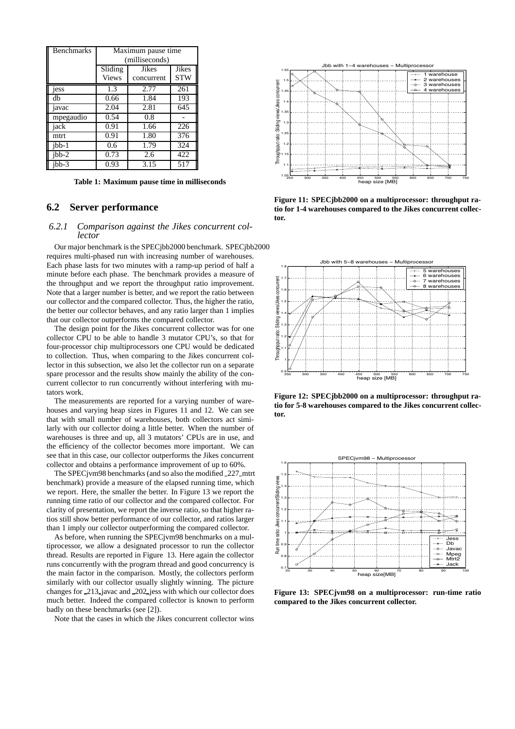| Benchmarks | Maximum pause time (milliseconds) | | |
|---|---|---|---|
| | Sliding Views | Jikes concurrent | Jikes STW |
| jess | 1.3 | 2.77 | 261 |
| db | 0.66 | 1.84 | 193 |
| javac | 2.04 | 2.81 | 645 |
| mpegaudio | 0.54 | 0.8 | - |
| jack | 0.91 | 1.66 | 226 |
| mtrt | 0.91 | 1.80 | 376 |
| jbb-1 | 0.6 | 1.79 | 324 |
| jbb-2 | 0.73 | 2.6 | 422 |
| jbb-3 | 0.93 | 3.15 | 517 |

**Table 1: Maximum pause time in milliseconds**

## 6.2 Server performance

### 6.2.1 Comparison against the Jikes concurrent collector

Our major benchmark is the SPECjbb2000 benchmark. SPECjbb2000 requires multi-phased run with increasing number of warehouses. Each phase lasts for two minutes with a ramp-up period of half a minute before each phase. The benchmark provides a measure of the throughput and we report the throughput ratio improvement. Note that a larger number is better, and we report the ratio between our collector and the compared collector. Thus, the higher the ratio, the better our collector behaves, and any ratio larger than 1 implies that our collector outperforms the compared collector.

The design point for the Jikes concurrent collector was for one collector CPU to be able to handle 3 mutator CPU's, so that for four-processor chip multiprocessors one CPU would be dedicated to collection. Thus, when comparing to the Jikes concurrent collector in this subsection, we also let the collector run on a separate spare processor and the results show mainly the ability of the concurrent collector to run concurrently without interfering with mutators work.

The measurements are reported for a varying number of warehouses and varying heap sizes in Figures 11 and 12. We can see that with small number of warehouses, both collectors act similarly with our collector doing a little better. When the number of warehouses is three and up, all 3 mutators' CPUs are in use, and the efficiency of the collector becomes more important. We can see that in this case, our collector outperforms the Jikes concurrent collector and obtains a performance improvement of up to 60%.

The SPECjvm98 benchmarks (and so also the modified _227_mtrt benchmark) provide a measure of the elapsed running time, which we report. Here, the smaller the better. In Figure 13 we report the running time ratio of our collector and the compared collector. For clarity of presentation, we report the inverse ratio, so that higher ratios still show better performance of our collector, and ratios larger than 1 imply our collector outperforming the compared collector.

As before, when running the SPECjvm98 benchmarks on a multiprocessor, we allow a designated processor to run the collector thread. Results are reported in Figure 13. Here again the collector runs concurrently with the program thread and good concurrency is the main factor in the comparison. Mostly, the collectors perform similarly with our collector usually slightly winning. The picture changes for _213_javac and _202_jess with which our collector does much better. Indeed the compared collector is known to perform badly on these benchmarks (see [2]).

Note that the cases in which the Jikes concurrent collector wins

**Figure 11: SPECjbb2000 on a multiprocessor: throughput ratio for 1-4 warehouses compared to the Jikes concurrent collector.**

**Figure 12: SPECjbb2000 on a multiprocessor: throughput ratio for 5-8 warehouses compared to the Jikes concurrent collector.**

**Figure 13: SPECjvm98 on a multiprocessor: run-time ratio compared to the Jikes concurrent collector.**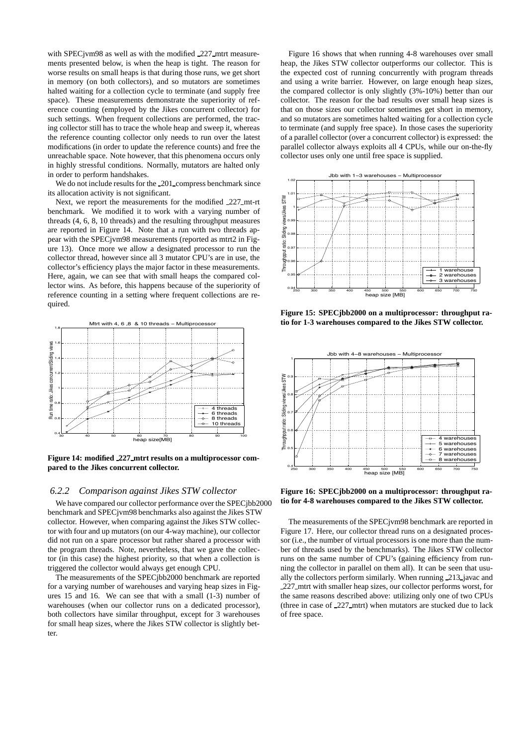with SPECjvm98 as well as with the modified _227_mtrt measurements presented below, is when the heap is tight. The reason for worse results on small heaps is that during those runs, we get short in memory (on both collectors), and so mutators are sometimes halted waiting for a collection cycle to terminate (and supply free space). These measurements demonstrate the superiority of reference counting (employed by the Jikes concurrent collector) for such settings. When frequent collections are performed, the tracing collector still has to trace the whole heap and sweep it, whereas the reference counting collector only needs to run over the latest modifications (in order to update the reference counts) and free the unreachable space. Note however, that this phenomena occurs only in highly stressful conditions. Normally, mutators are halted only in order to perform handshakes.

We do not include results for the _201_compress benchmark since its allocation activity is not significant.

Next, we report the measurements for the modified _227_mt-rt benchmark. We modified it to work with a varying number of threads (4, 6, 8, 10 threads) and the resulting throughput measures are reported in Figure 14. Note that a run with two threads appear with the SPECjvm98 measurements (reported as mtrt2 in Figure 13). Once more we allow a designated processor to run the collector thread, however since all 3 mutator CPU's are in use, the collector's efficiency plays the major factor in these measurements. Here, again, we can see that with small heaps the compared collector wins. As before, this happens because of the superiority of reference counting in a setting where frequent collections are required.

**Figure 14: modified _227_mtrt results on a multiprocessor compared to the Jikes concurrent collector.**

### 6.2.2 *Comparison against Jikes STW collector*

We have compared our collector performance over the SPECjbb2000 benchmark and SPECjvm98 benchmarks also against the Jikes STW collector. However, when comparing against the Jikes STW collector with four and up mutators (on our 4-way machine), our collector did not run on a spare processor but rather shared a processor with the program threads. Note, nevertheless, that we gave the collector (in this case) the highest priority, so that when a collection is triggered the collector would always get enough CPU.

The measurements of the SPECjbb2000 benchmark are reported for a varying number of warehouses and varying heap sizes in Figures 15 and 16. We can see that with a small (1-3) number of warehouses (when our collector runs on a dedicated processor), both collectors have similar throughput, except for 3 warehouses for small heap sizes, where the Jikes STW collector is slightly better.

Figure 16 shows that when running 4-8 warehouses over small heap, the Jikes STW collector outperforms our collector. This is the expected cost of running concurrently with program threads and using a write barrier. However, on large enough heap sizes, the compared collector is only slightly (3%-10%) better than our collector. The reason for the bad results over small heap sizes is that on those sizes our collector sometimes get short in memory, and so mutators are sometimes halted waiting for a collection cycle to terminate (and supply free space). In those cases the superiority of a parallel collector (over a concurrent collector) is expressed: the parallel collector always exploits all 4 CPUs, while our on-the-fly collector uses only one until free space is supplied.

**Figure 15: SPECjbb2000 on a multiprocessor: throughput ratio for 1-3 warehouses compared to the Jikes STW collector.**

**Figure 16: SPECjbb2000 on a multiprocessor: throughput ratio for 4-8 warehouses compared to the Jikes STW collector.**

The measurements of the SPECjvm98 benchmark are reported in Figure 17. Here, our collector thread runs on a designated processor (i.e., the number of virtual processors is one more than the number of threads used by the benchmarks). The Jikes STW collector runs on the same number of CPU's (gaining efficiency from running the collector in parallel on them all). It can be seen that usually the collectors perform similarly. When running _213_javac and _227_mtrt with smaller heap sizes, our collector performs worst, for the same reasons described above: utilizing only one of two CPUs (three in case of _227_mtrt) when mutators are stucked due to lack of free space.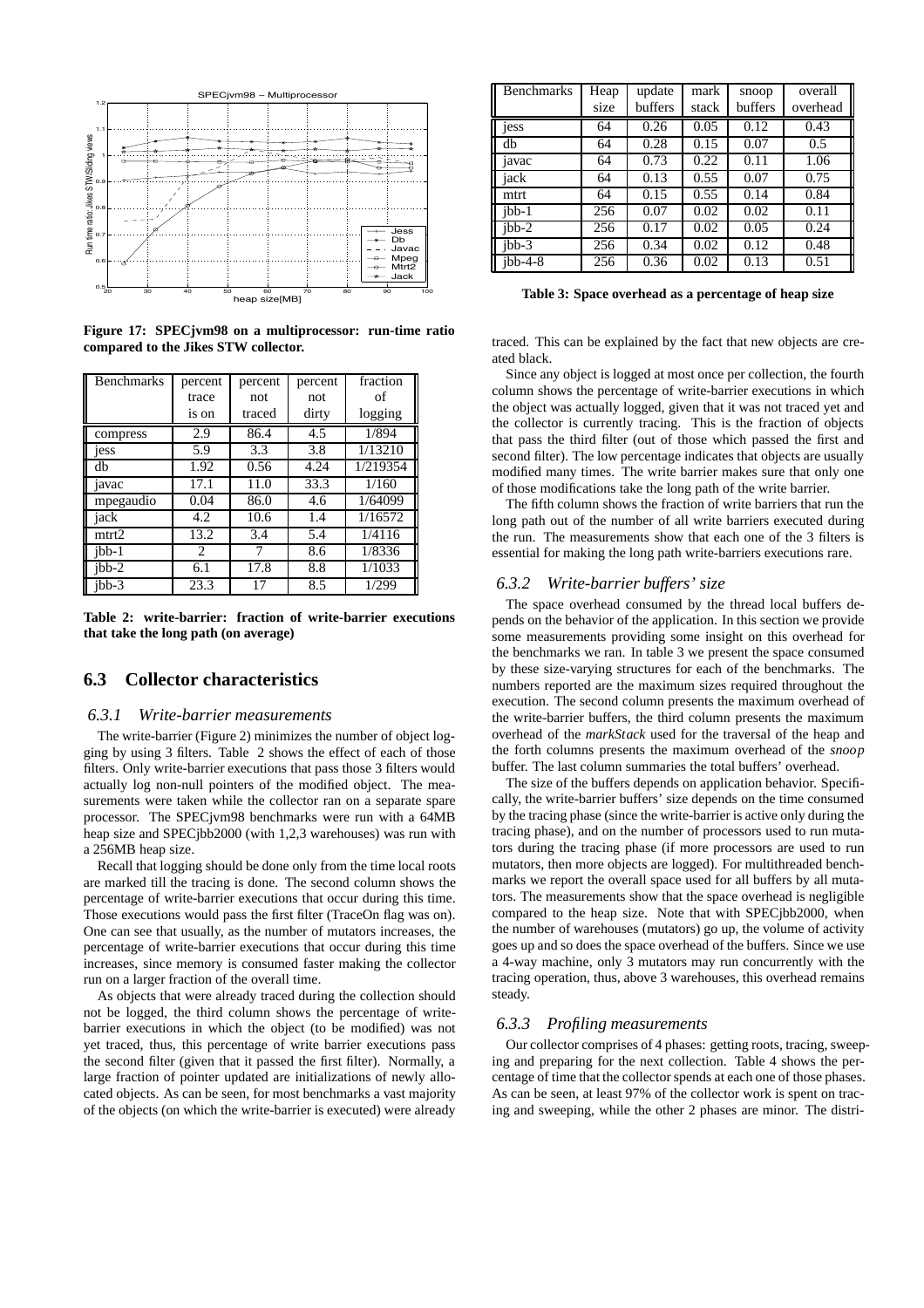Figure 17: SPECjvm98 on a multiprocessor: run-time ratio compared to the Jikes STW collector.

| Benchmarks | percent trace is on | percent not traced | percent not dirty | fraction of logging |
|---|---|---|---|---|
| compress | 2.9 | 86.4 | 4.5 | 1/894 |
| jess | 5.9 | 3.3 | 3.8 | 1/13210 |
| db | 1.92 | 0.56 | 4.24 | 1/219354 |
| javac | 17.1 | 11.0 | 33.3 | 1/160 |
| mpegaudio | 0.04 | 86.0 | 4.6 | 1/64099 |
| jack | 4.2 | 10.6 | 1.4 | 1/16572 |
| mtrt2 | 13.2 | 3.4 | 5.4 | 1/4116 |
| jbb-1 | 2 | 7 | 8.6 | 1/8336 |
| jbb-2 | 6.1 | 17.8 | 8.8 | 1/1033 |
| jbb-3 | 23.3 | 17 | 8.5 | 1/299 |

**Table 2: write-barrier: fraction of write-barrier executions that take the long path (on average)**

## 6.3 Collector characteristics

### 6.3.1 Write-barrier measurements

The write-barrier (Figure 2) minimizes the number of object logging by using 3 filters. Table 2 shows the effect of each of those filters. Only write-barrier executions that pass those 3 filters would actually log non-null pointers of the modified object. The measurements were taken while the collector ran on a separate spare processor. The SPECjvm98 benchmarks were run with a 64MB heap size and SPECjbb2000 (with 1,2,3 warehouses) was run with a 256MB heap size.

Recall that logging should be done only from the time local roots are marked till the tracing is done. The second column shows the percentage of write-barrier executions that occur during this time. Those executions would pass the first filter (TraceOn flag was on). One can see that usually, as the number of mutators increases, the percentage of write-barrier executions that occur during this time increases, since memory is consumed faster making the collector run on a larger fraction of the overall time.

As objects that were already traced during the collection should not be logged, the third column shows the percentage of write-barrier executions in which the object (to be modified) was not yet traced, thus, this percentage of write barrier executions pass the second filter (given that it passed the first filter). Normally, a large fraction of pointer updated are initializations of newly allocated objects. As can be seen, for most benchmarks a vast majority of the objects (on which the write-barrier is executed) were already traced. This can be explained by the fact that new objects are created black.

Since any object is logged at most once per collection, the fourth column shows the percentage of write-barrier executions in which the object was actually logged, given that it was not traced yet and the collector is currently tracing. This is the fraction of objects that pass the third filter (out of those which passed the first and second filter). The low percentage indicates that objects are usually modified many times. The write barrier makes sure that only one of those modifications take the long path of the write barrier.

The fifth column shows the fraction of write barriers that run the long path out of the number of all write barriers executed during the run. The measurements show that each one of the 3 filters is essential for making the long path write-barriers executions rare.

| Benchmarks | Heap size | update buffers | mark stack | snoop buffers | overall overhead |
|---|---|---|---|---|---|
| jess | 64 | 0.26 | 0.05 | 0.12 | 0.43 |
| db | 64 | 0.28 | 0.15 | 0.07 | 0.5 |
| javac | 64 | 0.73 | 0.22 | 0.11 | 1.06 |
| jack | 64 | 0.13 | 0.55 | 0.07 | 0.75 |
| mtrt | 64 | 0.15 | 0.55 | 0.14 | 0.84 |
| jbb-1 | 256 | 0.07 | 0.02 | 0.02 | 0.11 |
| jbb-2 | 256 | 0.17 | 0.02 | 0.05 | 0.24 |
| jbb-3 | 256 | 0.34 | 0.02 | 0.12 | 0.48 |
| jbb-4-8 | 256 | 0.36 | 0.02 | 0.13 | 0.51 |

**Table 3: Space overhead as a percentage of heap size**

### 6.3.2 Write-barrier buffers' size

The space overhead consumed by the thread local buffers depends on the behavior of the application. In this section we provide some measurements providing some insight on this overhead for the benchmarks we ran. In table 3 we present the space consumed by these size-varying structures for each of the benchmarks. The numbers reported are the maximum sizes required throughout the execution. The second column presents the maximum overhead of the write-barrier buffers, the third column presents the maximum overhead of the *markStack* used for the traversal of the heap and the forth columns presents the maximum overhead of the *snoop* buffer. The last column summaries the total buffers' overhead.

The size of the buffers depends on application behavior. Specifically, the write-barrier buffers' size depends on the time consumed by the tracing phase (since the write-barrier is active only during the tracing phase), and on the number of processors used to run mutators during the tracing phase (if more processors are used to run mutators, then more objects are logged). For multithreaded benchmarks we report the overall space used for all buffers by all mutators. The measurements show that the space overhead is negligible compared to the heap size. Note that with SPECjbb2000, when the number of warehouses (mutators) go up, the volume of activity goes up and so does the space overhead of the buffers. Since we use a 4-way machine, only 3 mutators may run concurrently with the tracing operation, thus, above 3 warehouses, this overhead remains steady.

### 6.3.3 Profiling measurements

Our collector comprises of 4 phases: getting roots, tracing, sweeping and preparing for the next collection. Table 4 shows the percentage of time that the collector spends at each one of those phases. As can be seen, at least 97% of the collector work is spent on tracing and sweeping, while the other 2 phases are minor. The distri-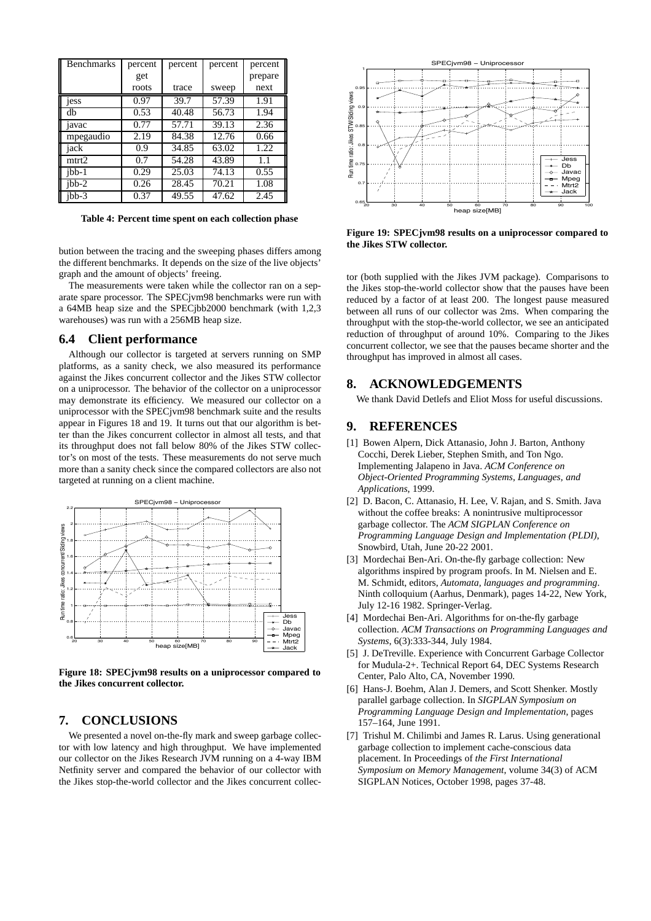| Benchmarks | percent get roots | percent trace | percent sweep | percent prepare next |
|---|---|---|---|---|
| jess | 0.97 | 39.7 | 57.39 | 1.91 |
| db | 0.53 | 40.48 | 56.73 | 1.94 |
| javac | 0.77 | 57.71 | 39.13 | 2.36 |
| mpegaudio | 2.19 | 84.38 | 12.76 | 0.66 |
| jack | 0.9 | 34.85 | 63.02 | 1.22 |
| mtrt2 | 0.7 | 54.28 | 43.89 | 1.1 |
| jbb-1 | 0.29 | 25.03 | 74.13 | 0.55 |
| jbb-2 | 0.26 | 28.45 | 70.21 | 1.08 |
| jbb-3 | 0.37 | 49.55 | 47.62 | 2.45 |

**Table 4: Percent time spent on each collection phase**

bution between the tracing and the sweeping phases differs among the different benchmarks. It depends on the size of the live objects' graph and the amount of objects' freeing.

The measurements were taken while the collector ran on a separate spare processor. The SPECjvm98 benchmarks were run with a 64MB heap size and the SPECjbb2000 benchmark (with 1,2,3 warehouses) was run with a 256MB heap size.

## 6.4 Client performance

Although our collector is targeted at servers running on SMP platforms, as a sanity check, we also measured its performance against the Jikes concurrent collector and the Jikes STW collector on a uniprocessor. The behavior of the collector on a uniprocessor may demonstrate its efficiency. We measured our collector on a uniprocessor with the SPECjvm98 benchmark suite and the results appear in Figures 18 and 19. It turns out that our algorithm is better than the Jikes concurrent collector in almost all tests, and that its throughput does not fall below 80% of the Jikes STW collector's on most of the tests. These measurements do not serve much more than a sanity check since the compared collectors are also not targeted at running on a client machine.

**Figure 18: SPECjvm98 results on a uniprocessor compared to the Jikes concurrent collector.**

**Figure 19: SPECjvm98 results on a uniprocessor compared to the Jikes STW collector.**

# 7. CONCLUSIONS

We presented a novel on-the-fly mark and sweep garbage collector with low latency and high throughput. We have implemented our collector on the Jikes Research JVM running on a 4-way IBM Netfinity server and compared the behavior of our collector with the Jikes stop-the-world collector and the Jikes concurrent collector (both supplied with the Jikes JVM package). Comparisons to the Jikes stop-the-world collector show that the pauses have been reduced by a factor of at least 200. The longest pause measured between all runs of our collector was 2ms. When comparing the throughput with the stop-the-world collector, we see an anticipated reduction of throughput of around 10%. Comparing to the Jikes concurrent collector, we see that the pauses became shorter and the throughput has improved in almost all cases.

# 8. ACKNOWLEDGEMENTS

We thank David Detlefs and Eliot Moss for useful discussions.

# 9. REFERENCES

[1] Bowen Alpern, Dick Attanasio, John J. Barton, Anthony Cocchi, Derek Lieber, Stephen Smith, and Ton Ngo. Implementing Jalapeno in Java. *ACM Conference on Object-Oriented Programming Systems, Languages, and Applications*, 1999.

[2] D. Bacon, C. Attanasio, H. Lee, V. Rajan, and S. Smith. Java without the coffee breaks: A nonintrusive multiprocessor garbage collector. The *ACM SIGPLAN Conference on Programming Language Design and Implementation (PLDI)*, Snowbird, Utah, June 20-22 2001.

[3] Mordechai Ben-Ari. On-the-fly garbage collection: New algorithms inspired by program proofs. In M. Nielsen and E. M. Schmidt, editors, *Automata, languages and programming*. Ninth colloquium (Aarhus, Denmark), pages 14-22, New York, July 12-16 1982. Springer-Verlag.

[4] Mordechai Ben-Ari. Algorithms for on-the-fly garbage collection. *ACM Transactions on Programming Languages and Systems*, 6(3):333-344, July 1984.

[5] J. DeTreville. Experience with Concurrent Garbage Collector for Mudula-2+. Technical Report 64, DEC Systems Research Center, Palo Alto, CA, November 1990.

[6] Hans-J. Boehm, Alan J. Demers, and Scott Shenker. Mostly parallel garbage collection. In *SIGPLAN Symposium on Programming Language Design and Implementation*, pages 157–164, June 1991.

[7] Trishul M. Chilimbi and James R. Larus. Using generational garbage collection to implement cache-conscious data placement. In Proceedings of *the First International Symposium on Memory Management*, volume 34(3) of ACM SIGPLAN Notices, October 1998, pages 37-48.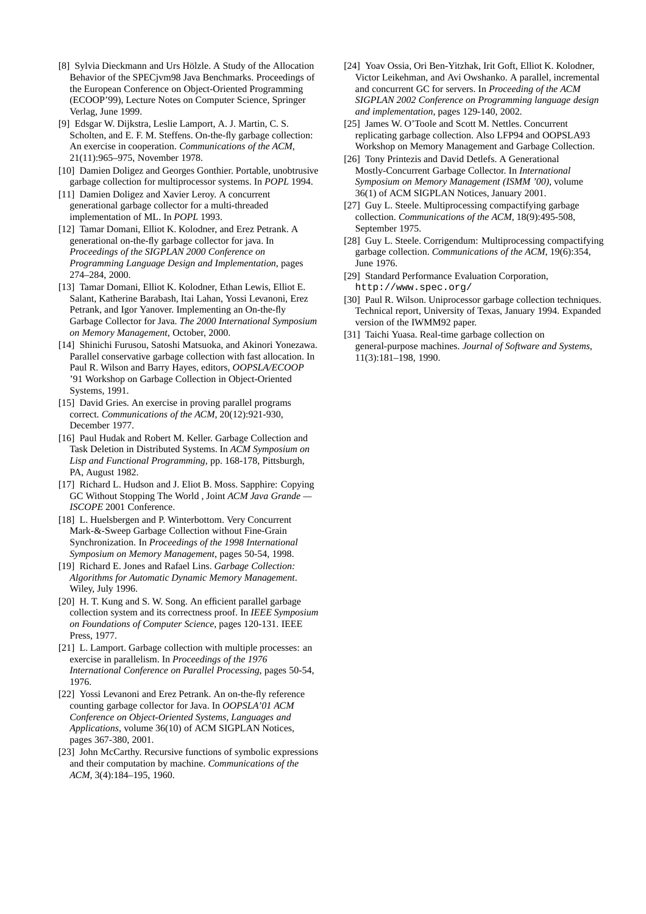[8] Sylvia Dieckmann and Urs Hölzle. A Study of the Allocation Behavior of the SPECjvm98 Java Benchmarks. Proceedings of the European Conference on Object-Oriented Programming (ECOOP'99), Lecture Notes on Computer Science, Springer Verlag, June 1999.

[9] Edsgar W. Dijkstra, Leslie Lamport, A. J. Martin, C. S. Scholten, and E. F. M. Steffens. On-the-fly garbage collection: An exercise in cooperation. *Communications of the ACM*, 21(11):965–975, November 1978.

[10] Damien Doligez and Georges Gonthier. Portable, unobtrusive garbage collection for multiprocessor systems. In *POPL* 1994.

[11] Damien Doligez and Xavier Leroy. A concurrent generational garbage collector for a multi-threaded implementation of ML. In *POPL* 1993.

[12] Tamar Domani, Elliot K. Kolodner, and Erez Petrank. A generational on-the-fly garbage collector for java. In *Proceedings of the SIGPLAN 2000 Conference on Programming Language Design and Implementation*, pages 274–284, 2000.

[13] Tamar Domani, Elliot K. Kolodner, Ethan Lewis, Elliot E. Salant, Katherine Barabash, Itai Lahan, Yossi Levanoni, Erez Petrank, and Igor Yanover. Implementing an On-the-fly Garbage Collector for Java. *The 2000 International Symposium on Memory Management*, October, 2000.

[14] Shinichi Furusou, Satoshi Matsuoka, and Akinori Yonezawa. Parallel conservative garbage collection with fast allocation. In Paul R. Wilson and Barry Hayes, editors, *OOPSLA/ECOOP* '91 Workshop on Garbage Collection in Object-Oriented Systems, 1991.

[15] David Gries. An exercise in proving parallel programs correct. *Communications of the ACM*, 20(12):921-930, December 1977.

[16] Paul Hudak and Robert M. Keller. Garbage Collection and Task Deletion in Distributed Systems. In *ACM Symposium on Lisp and Functional Programming*, pp. 168-178, Pittsburgh, PA, August 1982.

[17] Richard L. Hudson and J. Eliot B. Moss. Sapphire: Copying GC Without Stopping The World , Joint *ACM Java Grande — ISCOPE* 2001 Conference.

[18] L. Huelsbergen and P. Winterbottom. Very Concurrent Mark-&-Sweep Garbage Collection without Fine-Grain Synchronization. In *Proceedings of the 1998 International Symposium on Memory Management*, pages 50-54, 1998.

[19] Richard E. Jones and Rafael Lins. *Garbage Collection: Algorithms for Automatic Dynamic Memory Management*. Wiley, July 1996.

[20] H. T. Kung and S. W. Song. An efficient parallel garbage collection system and its correctness proof. In *IEEE Symposium on Foundations of Computer Science*, pages 120-131. IEEE Press, 1977.

[21] L. Lamport. Garbage collection with multiple processes: an exercise in parallelism. In *Proceedings of the 1976 International Conference on Parallel Processing*, pages 50-54, 1976.

[22] Yossi Levanoni and Erez Petrank. An on-the-fly reference counting garbage collector for Java. In *OOPSLA'01 ACM Conference on Object-Oriented Systems, Languages and Applications*, volume 36(10) of ACM SIGPLAN Notices, pages 367-380, 2001.

[23] John McCarthy. Recursive functions of symbolic expressions and their computation by machine. *Communications of the ACM*, 3(4):184–195, 1960.

[24] Yoav Ossia, Ori Ben-Yitzhak, Irit Goft, Elliot K. Kolodner, Victor Leikehman, and Avi Owshanko. A parallel, incremental and concurrent GC for servers. In *Proceeding of the ACM SIGPLAN 2002 Conference on Programming language design and implementation*, pages 129-140, 2002.

[25] James W. O'Toole and Scott M. Nettles. Concurrent replicating garbage collection. Also LFP94 and OOPSLA93 Workshop on Memory Management and Garbage Collection.

[26] Tony Printezis and David Detlefs. A Generational Mostly-Concurrent Garbage Collector. In *International Symposium on Memory Management (ISMM '00)*, volume 36(1) of ACM SIGPLAN Notices, January 2001.

[27] Guy L. Steele. Multiprocessing compactifying garbage collection. *Communications of the ACM*, 18(9):495-508, September 1975.

[28] Guy L. Steele. Corrigendum: Multiprocessing compactifying garbage collection. *Communications of the ACM*, 19(6):354, June 1976.

[29] Standard Performance Evaluation Corporation, `http://www.spec.org/`

[30] Paul R. Wilson. Uniprocessor garbage collection techniques. Technical report, University of Texas, January 1994. Expanded version of the IWMM92 paper.

[31] Taichi Yuasa. Real-time garbage collection on general-purpose machines. *Journal of Software and Systems*, 11(3):181–198, 1990.